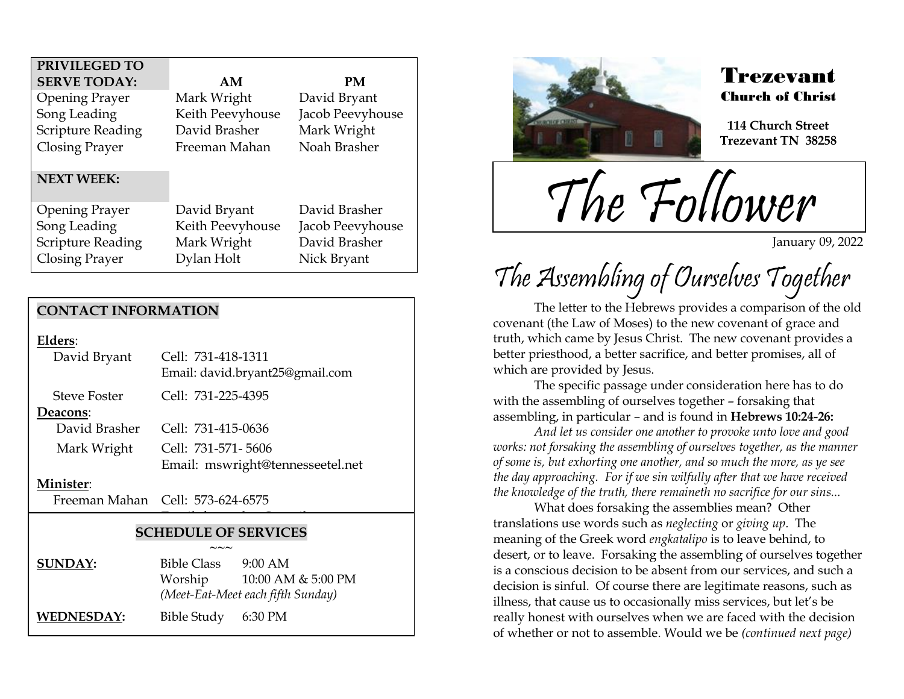| PRIVILEGED TO SERVE TODAY: | AM | PM |
|---|---|---|
| Opening Prayer | Mark Wright | David Bryant |
| Song Leading | Keith Peevyhouse | Jacob Peevyhouse |
| Scripture Reading | David Brasher | Mark Wright |
| Closing Prayer | Freeman Mahan | Noah Brasher |
| **NEXT WEEK:** | | |
| Opening Prayer | David Bryant | David Brasher |
| Song Leading | Keith Peevyhouse | Jacob Peevyhouse |
| Scripture Reading | Mark Wright | David Brasher |
| Closing Prayer | Dylan Holt | Nick Bryant |

## CONTACT INFORMATION

**Elders**:

David Bryant — Cell: 731-418-1311
Email: david.bryant25@gmail.com

Steve Foster — Cell: 731-225-4395

**Deacons**:

David Brasher — Cell: 731-415-0636

Mark Wright — Cell: 731-571- 5606
Email: mswright@tennesseetel.net

**Minister**:

Freeman Mahan — Cell: 573-624-6575

## SCHEDULE OF SERVICES

~~~

**SUNDAY:** Bible Class 9:00 AM
Worship 10:00 AM & 5:00 PM
*(Meet-Eat-Meet each fifth Sunday)*

**WEDNESDAY:** Bible Study 6:30 PM

# Trezevant
## Church of Christ

**114 Church Street**
**Trezevant TN 38258**

# The Follower

January 09, 2022

## The Assembling of Ourselves Together

The letter to the Hebrews provides a comparison of the old covenant (the Law of Moses) to the new covenant of grace and truth, which came by Jesus Christ. The new covenant provides a better priesthood, a better sacrifice, and better promises, all of which are provided by Jesus.

The specific passage under consideration here has to do with the assembling of ourselves together – forsaking that assembling, in particular – and is found in **Hebrews 10:24-26:**

*And let us consider one another to provoke unto love and good works: not forsaking the assembling of ourselves together, as the manner of some is, but exhorting one another, and so much the more, as ye see the day approaching. For if we sin wilfully after that we have received the knowledge of the truth, there remaineth no sacrifice for our sins...*

What does forsaking the assemblies mean? Other translations use words such as *neglecting* or *giving up*. The meaning of the Greek word *engkatalipo* is to leave behind, to desert, or to leave. Forsaking the assembling of ourselves together is a conscious decision to be absent from our services, and such a decision is sinful. Of course there are legitimate reasons, such as illness, that cause us to occasionally miss services, but let's be really honest with ourselves when we are faced with the decision of whether or not to assemble. Would we be *(continued next page)*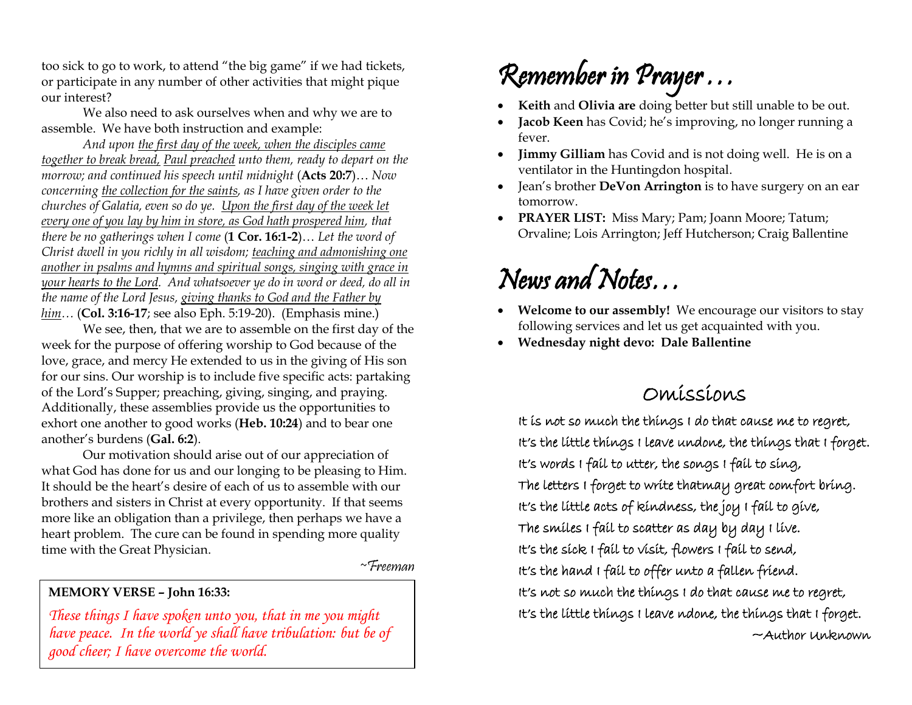too sick to go to work, to attend "the big game" if we had tickets, or participate in any number of other activities that might pique our interest?

We also need to ask ourselves when and why we are to assemble. We have both instruction and example:

*And upon* *<u>the first day of the week, when the disciples came together to break bread,</u>* *<u>Paul preached</u>* *unto them, ready to depart on the morrow; and continued his speech until midnight* (**Acts 20:7**)… *Now concerning* *<u>the collection for the saints</u>*, *as I have given order to the churches of Galatia, even so do ye.* *<u>Upon the first day of the week let every one of you lay by him in store, as God hath prospered him</u>*, *that there be no gatherings when I come* (**1 Cor. 16:1-2**)… *Let the word of Christ dwell in you richly in all wisdom;* *<u>teaching and admonishing one another in psalms and hymns and spiritual songs, singing with grace in your hearts to the Lord</u>*. *And whatsoever ye do in word or deed, do all in the name of the Lord Jesus,* *<u>giving thanks to God and the Father by him</u>*… (**Col. 3:16-17**; see also Eph. 5:19-20). (Emphasis mine.)

We see, then, that we are to assemble on the first day of the week for the purpose of offering worship to God because of the love, grace, and mercy He extended to us in the giving of His son for our sins. Our worship is to include five specific acts: partaking of the Lord's Supper; preaching, giving, singing, and praying. Additionally, these assemblies provide us the opportunities to exhort one another to good works (**Heb. 10:24**) and to bear one another's burdens (**Gal. 6:2**).

Our motivation should arise out of our appreciation of what God has done for us and our longing to be pleasing to Him. It should be the heart's desire of each of us to assemble with our brothers and sisters in Christ at every opportunity. If that seems more like an obligation than a privilege, then perhaps we have a heart problem. The cure can be found in spending more quality time with the Great Physician.

*~Freeman*

**MEMORY VERSE – John 16:33:**

*These things I have spoken unto you, that in me you might have peace. In the world ye shall have tribulation: but be of good cheer; I have overcome the world.*

# Remember in Prayer . . .

- **Keith** and **Olivia are** doing better but still unable to be out.
- **Jacob Keen** has Covid; he's improving, no longer running a fever.
- **Jimmy Gilliam** has Covid and is not doing well. He is on a ventilator in the Huntingdon hospital.
- Jean's brother **DeVon Arrington** is to have surgery on an ear tomorrow.
- **PRAYER LIST:** Miss Mary; Pam; Joann Moore; Tatum; Orvaline; Lois Arrington; Jeff Hutcherson; Craig Ballentine

# News and Notes. . .

- **Welcome to our assembly!** We encourage our visitors to stay following services and let us get acquainted with you.
- **Wednesday night devo: Dale Ballentine**

## Omissions

It is not so much the things I do that cause me to regret,
It's the little things I leave undone, the things that I forget.
It's words I fail to utter, the songs I fail to sing,
The letters I forget to write thatmay great comfort bring.
It's the little acts of kindness, the joy I fail to give,
The smiles I fail to scatter as day by day I live.
It's the sick I fail to visit, flowers I fail to send,
It's the hand I fail to offer unto a fallen friend.
It's not so much the things I do that cause me to regret,
It's the little things I leave ndone, the things that I forget.

~Author Unknown